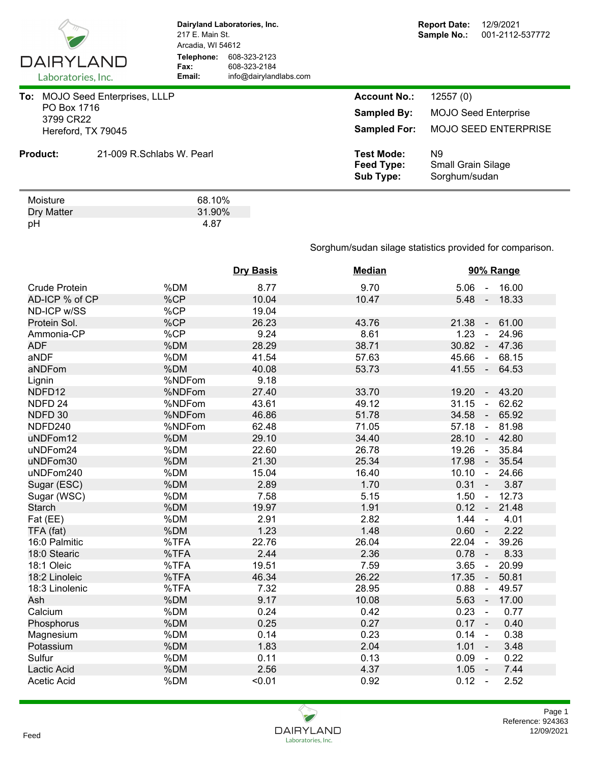**Dairyland Laboratories, Inc.**
217 E. Main St.
Arcadia, WI 54612

**Telephone:** 608-323-2123
**Fax:** 608-323-2184
**Email:** info@dairylandlabs.com

**Report Date:** 12/9/2021
**Sample No.:** 001-2112-537772

**To:** MOJO Seed Enterprises, LLLP
PO Box 1716
3799 CR22
Hereford, TX 79045

**Account No.:** 12557 (0)
**Sampled By:** MOJO Seed Enterprise
**Sampled For:** MOJO SEED ENTERPRISE

**Product:** 21-009 R.Schlabs W. Pearl

**Test Mode:** N9
**Feed Type:** Small Grain Silage
**Sub Type:** Sorghum/sudan

| | |
|---|---|
| Moisture | 68.10% |
| Dry Matter | 31.90% |
| pH | 4.87 |

Sorghum/sudan silage statistics provided for comparison.

| | | Dry Basis | Median | 90% Range |
|---|---|---|---|---|
| Crude Protein | %DM | 8.77 | 9.70 | 5.06 - 16.00 |
| AD-ICP % of CP | %CP | 10.04 | 10.47 | 5.48 - 18.33 |
| ND-ICP w/SS | %CP | 19.04 | | |
| Protein Sol. | %CP | 26.23 | 43.76 | 21.38 - 61.00 |
| Ammonia-CP | %CP | 9.24 | 8.61 | 1.23 - 24.96 |
| ADF | %DM | 28.29 | 38.71 | 30.82 - 47.36 |
| aNDF | %DM | 41.54 | 57.63 | 45.66 - 68.15 |
| aNDFom | %DM | 40.08 | 53.73 | 41.55 - 64.53 |
| Lignin | %NDFom | 9.18 | | |
| NDFD12 | %NDFom | 27.40 | 33.70 | 19.20 - 43.20 |
| NDFD 24 | %NDFom | 43.61 | 49.12 | 31.15 - 62.62 |
| NDFD 30 | %NDFom | 46.86 | 51.78 | 34.58 - 65.92 |
| NDFD240 | %NDFom | 62.48 | 71.05 | 57.18 - 81.98 |
| uNDFom12 | %DM | 29.10 | 34.40 | 28.10 - 42.80 |
| uNDFom24 | %DM | 22.60 | 26.78 | 19.26 - 35.84 |
| uNDFom30 | %DM | 21.30 | 25.34 | 17.98 - 35.54 |
| uNDFom240 | %DM | 15.04 | 16.40 | 10.10 - 24.66 |
| Sugar (ESC) | %DM | 2.89 | 1.70 | 0.31 - 3.87 |
| Sugar (WSC) | %DM | 7.58 | 5.15 | 1.50 - 12.73 |
| Starch | %DM | 19.97 | 1.91 | 0.12 - 21.48 |
| Fat (EE) | %DM | 2.91 | 2.82 | 1.44 - 4.01 |
| TFA (fat) | %DM | 1.23 | 1.48 | 0.60 - 2.22 |
| 16:0 Palmitic | %TFA | 22.76 | 26.04 | 22.04 - 39.26 |
| 18:0 Stearic | %TFA | 2.44 | 2.36 | 0.78 - 8.33 |
| 18:1 Oleic | %TFA | 19.51 | 7.59 | 3.65 - 20.99 |
| 18:2 Linoleic | %TFA | 46.34 | 26.22 | 17.35 - 50.81 |
| 18:3 Linolenic | %TFA | 7.32 | 28.95 | 0.88 - 49.57 |
| Ash | %DM | 9.17 | 10.08 | 5.63 - 17.00 |
| Calcium | %DM | 0.24 | 0.42 | 0.23 - 0.77 |
| Phosphorus | %DM | 0.25 | 0.27 | 0.17 - 0.40 |
| Magnesium | %DM | 0.14 | 0.23 | 0.14 - 0.38 |
| Potassium | %DM | 1.83 | 2.04 | 1.01 - 3.48 |
| Sulfur | %DM | 0.11 | 0.13 | 0.09 - 0.22 |
| Lactic Acid | %DM | 2.56 | 4.37 | 1.05 - 7.44 |
| Acetic Acid | %DM | <0.01 | 0.92 | 0.12 - 2.52 |

Feed

Reference: 924363
12/09/2021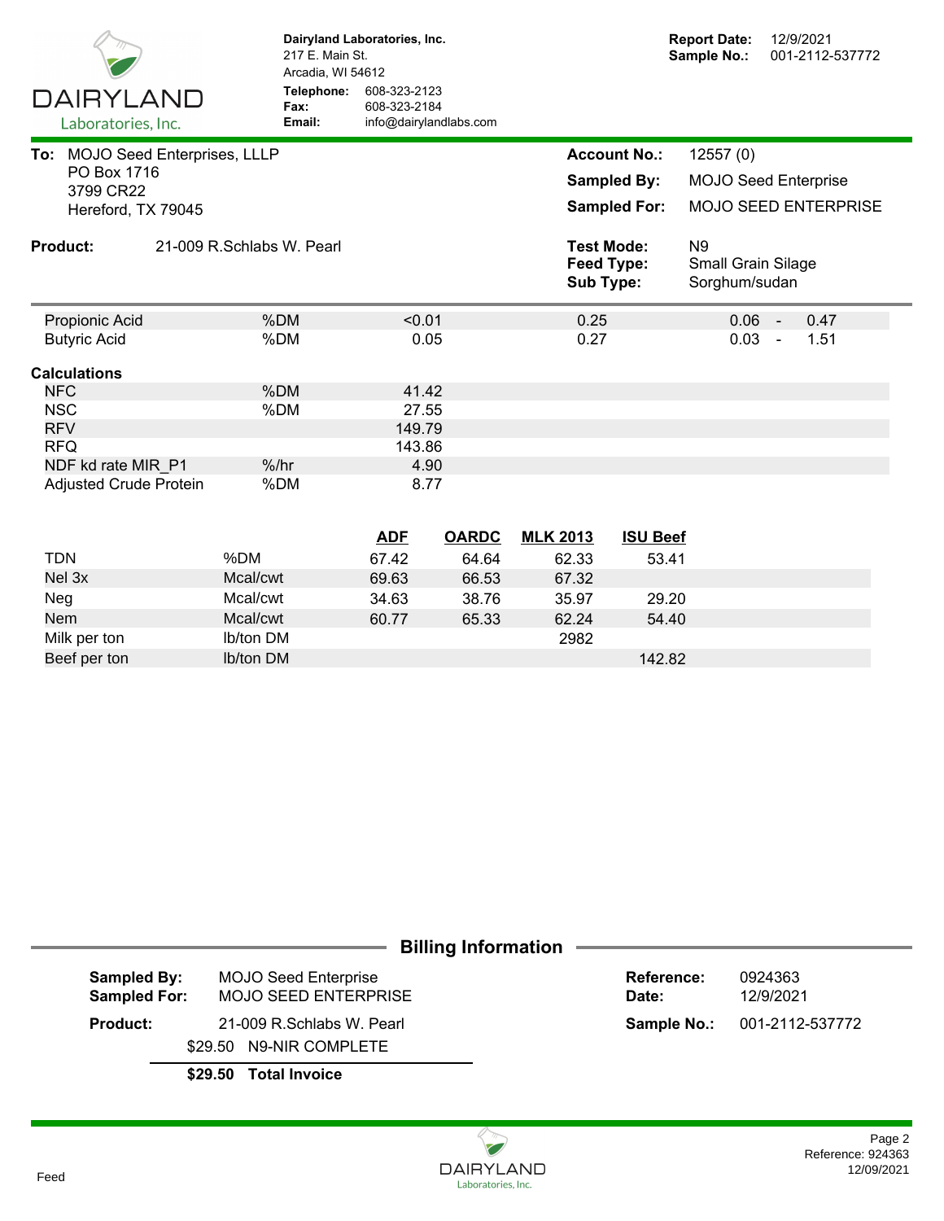Dairyland Laboratories, Inc.
217 E. Main St.
Arcadia, WI 54612
**Telephone:** 608-323-2123
**Fax:** 608-323-2184
**Email:** info@dairylandlabs.com

**Report Date:** 12/9/2021
**Sample No.:** 001-2112-537772

**To:** MOJO Seed Enterprises, LLLP
PO Box 1716
3799 CR22
Hereford, TX 79045

**Account No.:** 12557 (0)
**Sampled By:** MOJO Seed Enterprise
**Sampled For:** MOJO SEED ENTERPRISE

**Product:** 21-009 R.Schlabs W. Pearl

**Test Mode:** N9
**Feed Type:** Small Grain Silage
**Sub Type:** Sorghum/sudan

| | | | | |
|---|---|---|---|---|
| Propionic Acid | %DM | <0.01 | 0.25 | 0.06 - 0.47 |
| Butyric Acid | %DM | 0.05 | 0.27 | 0.03 - 1.51 |

**Calculations**

| | | |
|---|---|---|
| NFC | %DM | 41.42 |
| NSC | %DM | 27.55 |
| RFV | | 149.79 |
| RFQ | | 143.86 |
| NDF kd rate MIR_P1 | %/hr | 4.90 |
| Adjusted Crude Protein | %DM | 8.77 |

| | | ADF | OARDC | MLK 2013 | ISU Beef |
|---|---|---|---|---|---|
| TDN | %DM | 67.42 | 64.64 | 62.33 | 53.41 |
| Nel 3x | Mcal/cwt | 69.63 | 66.53 | 67.32 | |
| Neg | Mcal/cwt | 34.63 | 38.76 | 35.97 | 29.20 |
| Nem | Mcal/cwt | 60.77 | 65.33 | 62.24 | 54.40 |
| Milk per ton | lb/ton DM | | | 2982 | |
| Beef per ton | lb/ton DM | | | | 142.82 |

## Billing Information

**Sampled By:** MOJO Seed Enterprise
**Sampled For:** MOJO SEED ENTERPRISE
**Product:** 21-009 R.Schlabs W. Pearl
$29.50 N9-NIR COMPLETE

**$29.50 Total Invoice**

**Reference:** 0924363
**Date:** 12/9/2021
**Sample No.:** 001-2112-537772

Feed